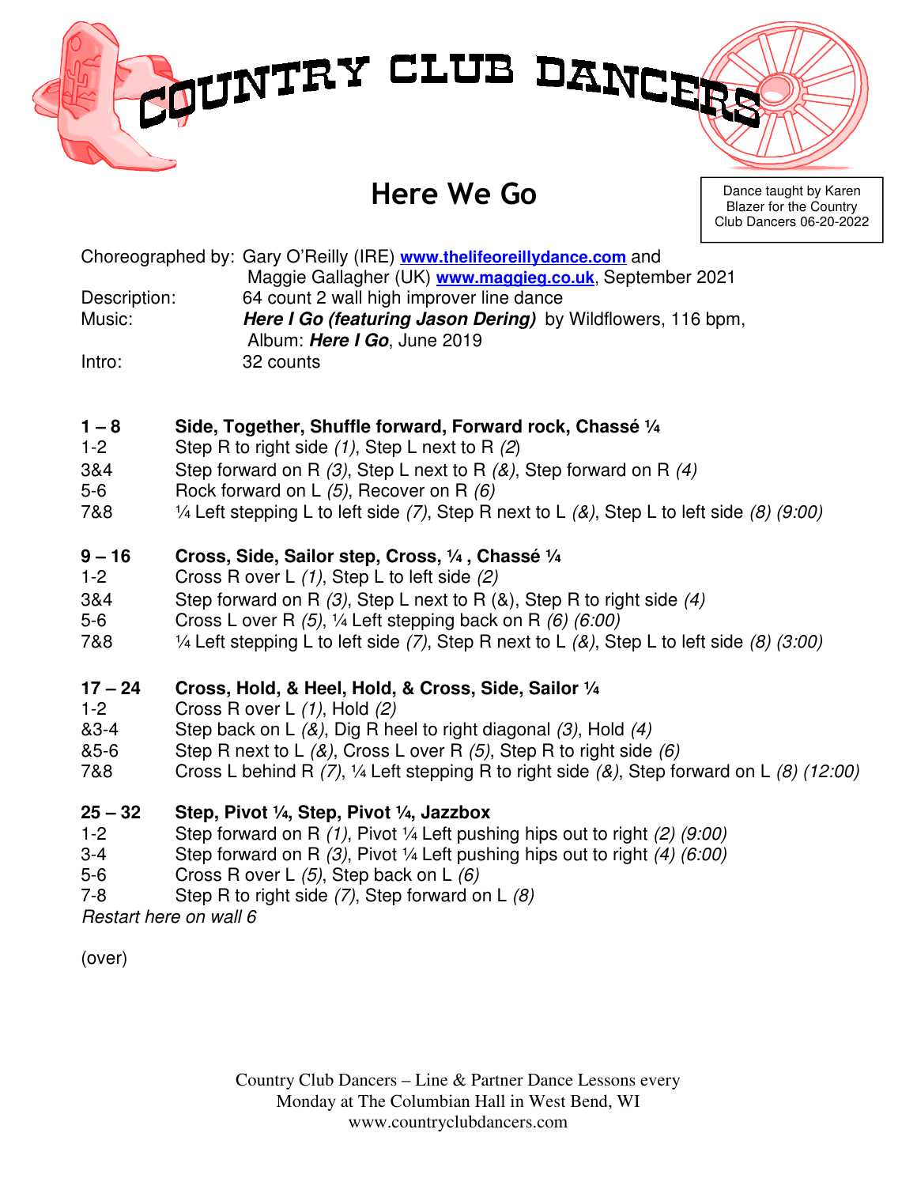# COUNTRY CLUB DANCERS

## Here We Go

Dance taught by Karen Blazer for the Country Club Dancers 06-20-2022

Choreographed by: Gary O'Reilly (IRE) **www.thelifeoreillydance.com** and Maggie Gallagher (UK) **www.maggieg.co.uk**, September 2021
Description: 64 count 2 wall high improver line dance
Music: ***Here I Go (featuring Jason Dering)*** by Wildflowers, 116 bpm, Album: ***Here I Go***, June 2019
Intro: 32 counts

**1 – 8 Side, Together, Shuffle forward, Forward rock, Chassé ¼**

1-2 Step R to right side *(1)*, Step L next to R *(2)*
3&4 Step forward on R *(3)*, Step L next to R *(&)*, Step forward on R *(4)*
5-6 Rock forward on L *(5)*, Recover on R *(6)*
7&8 ¼ Left stepping L to left side *(7)*, Step R next to L *(&)*, Step L to left side *(8) (9:00)*

**9 – 16 Cross, Side, Sailor step, Cross, ¼ , Chassé ¼**

1-2 Cross R over L *(1)*, Step L to left side *(2)*
3&4 Step forward on R *(3)*, Step L next to R (&), Step R to right side *(4)*
5-6 Cross L over R *(5)*, ¼ Left stepping back on R *(6) (6:00)*
7&8 ¼ Left stepping L to left side *(7)*, Step R next to L *(&)*, Step L to left side *(8) (3:00)*

**17 – 24 Cross, Hold, & Heel, Hold, & Cross, Side, Sailor ¼**

1-2 Cross R over L *(1)*, Hold *(2)*
&3-4 Step back on L *(&)*, Dig R heel to right diagonal *(3)*, Hold *(4)*
&5-6 Step R next to L *(&)*, Cross L over R *(5)*, Step R to right side *(6)*
7&8 Cross L behind R *(7)*, ¼ Left stepping R to right side *(&)*, Step forward on L *(8) (12:00)*

**25 – 32 Step, Pivot ¼, Step, Pivot ¼, Jazzbox**

1-2 Step forward on R *(1)*, Pivot ¼ Left pushing hips out to right *(2) (9:00)*
3-4 Step forward on R *(3)*, Pivot ¼ Left pushing hips out to right *(4) (6:00)*
5-6 Cross R over L *(5)*, Step back on L *(6)*
7-8 Step R to right side *(7)*, Step forward on L *(8)*

*Restart here on wall 6*

(over)

Country Club Dancers – Line & Partner Dance Lessons every Monday at The Columbian Hall in West Bend, WI
www.countryclubdancers.com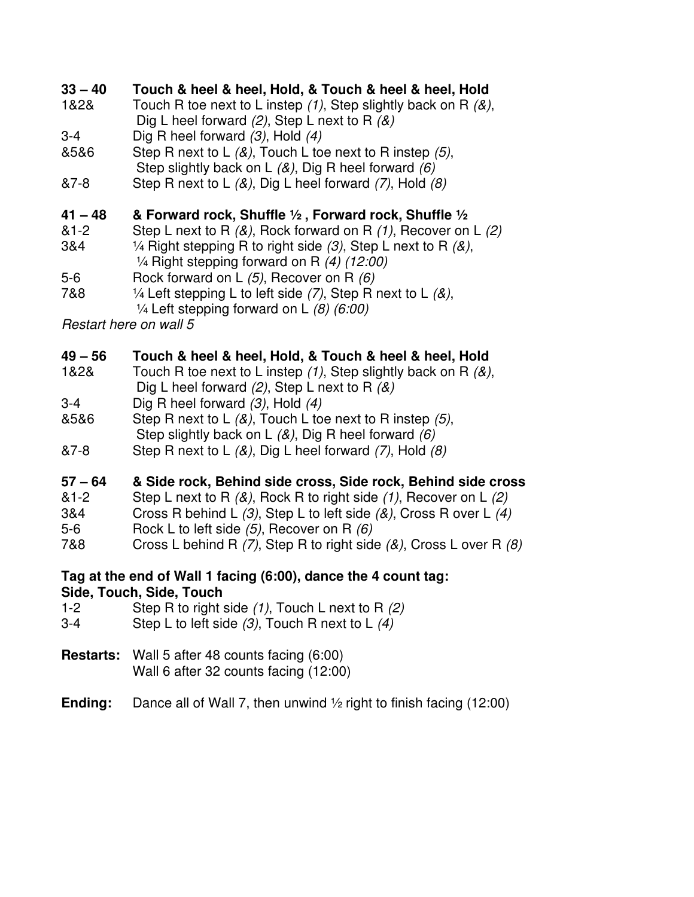**33 – 40 Touch & heel & heel, Hold, & Touch & heel & heel, Hold**

1&2& Touch R toe next to L instep *(1)*, Step slightly back on R *(&)*, Dig L heel forward *(2)*, Step L next to R *(&)*
3-4 Dig R heel forward *(3)*, Hold *(4)*
&5&6 Step R next to L *(&)*, Touch L toe next to R instep *(5)*, Step slightly back on L *(&)*, Dig R heel forward *(6)*
&7-8 Step R next to L *(&)*, Dig L heel forward *(7)*, Hold *(8)*

**41 – 48 & Forward rock, Shuffle ½ , Forward rock, Shuffle ½**

&1-2 Step L next to R *(&)*, Rock forward on R *(1)*, Recover on L *(2)*
3&4 ¼ Right stepping R to right side *(3)*, Step L next to R *(&)*, ¼ Right stepping forward on R *(4) (12:00)*
5-6 Rock forward on L *(5)*, Recover on R *(6)*
7&8 ¼ Left stepping L to left side *(7)*, Step R next to L *(&)*, ¼ Left stepping forward on L *(8) (6:00)*

*Restart here on wall 5*

**49 – 56 Touch & heel & heel, Hold, & Touch & heel & heel, Hold**

1&2& Touch R toe next to L instep *(1)*, Step slightly back on R *(&)*, Dig L heel forward *(2)*, Step L next to R *(&)*
3-4 Dig R heel forward *(3)*, Hold *(4)*
&5&6 Step R next to L *(&)*, Touch L toe next to R instep *(5)*, Step slightly back on L *(&)*, Dig R heel forward *(6)*
&7-8 Step R next to L *(&)*, Dig L heel forward *(7)*, Hold *(8)*

**57 – 64 & Side rock, Behind side cross, Side rock, Behind side cross**

&1-2 Step L next to R *(&)*, Rock R to right side *(1)*, Recover on L *(2)*
3&4 Cross R behind L *(3)*, Step L to left side *(&)*, Cross R over L *(4)*
5-6 Rock L to left side *(5)*, Recover on R *(6)*
7&8 Cross L behind R *(7)*, Step R to right side *(&)*, Cross L over R *(8)*

**Tag at the end of Wall 1 facing (6:00), dance the 4 count tag:**
**Side, Touch, Side, Touch**

1-2 Step R to right side *(1)*, Touch L next to R *(2)*
3-4 Step L to left side *(3)*, Touch R next to L *(4)*

**Restarts:** Wall 5 after 48 counts facing (6:00)
Wall 6 after 32 counts facing (12:00)

**Ending:** Dance all of Wall 7, then unwind ½ right to finish facing (12:00)